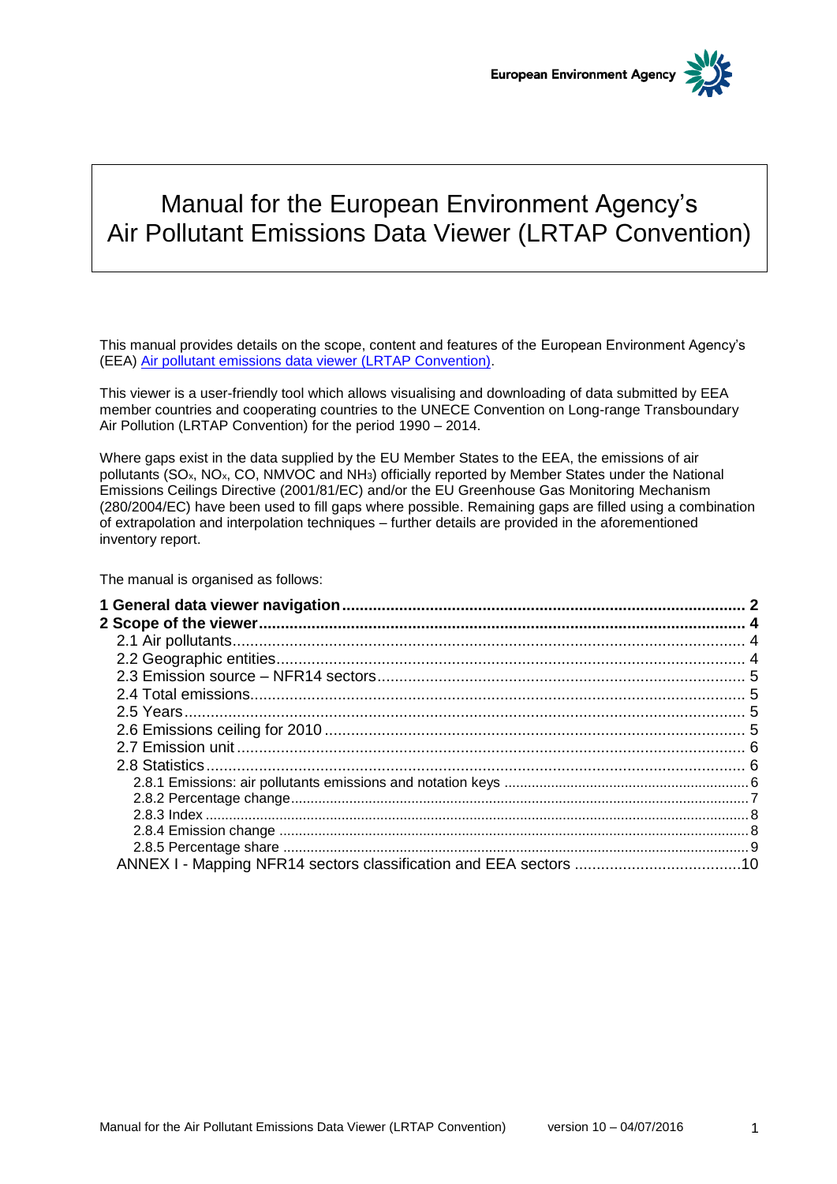European Environment Agency

# Manual for the European Environment Agency's Air Pollutant Emissions Data Viewer (LRTAP Convention)

This manual provides details on the scope, content and features of the European Environment Agency's (EEA) [Air pollutant emissions data viewer (LRTAP Convention)](#).

This viewer is a user-friendly tool which allows visualising and downloading of data submitted by EEA member countries and cooperating countries to the UNECE Convention on Long-range Transboundary Air Pollution (LRTAP Convention) for the period 1990 – 2014.

Where gaps exist in the data supplied by the EU Member States to the EEA, the emissions of air pollutants ($SO_x$, $NO_x$, CO, NMVOC and $NH_3$) officially reported by Member States under the National Emissions Ceilings Directive (2001/81/EC) and/or the EU Greenhouse Gas Monitoring Mechanism (280/2004/EC) have been used to fill gaps where possible. Remaining gaps are filled using a combination of extrapolation and interpolation techniques – further details are provided in the aforementioned inventory report.

The manual is organised as follows:

**1 General data viewer navigation** ..... **2**
**2 Scope of the viewer** ..... **4**
- 2.1 Air pollutants ..... 4
- 2.2 Geographic entities ..... 4
- 2.3 Emission source – NFR14 sectors ..... 5
- 2.4 Total emissions ..... 5
- 2.5 Years ..... 5
- 2.6 Emissions ceiling for 2010 ..... 5
- 2.7 Emission unit ..... 6
- 2.8 Statistics ..... 6
  - 2.8.1 Emissions: air pollutants emissions and notation keys ..... 6
  - 2.8.2 Percentage change ..... 7
  - 2.8.3 Index ..... 8
  - 2.8.4 Emission change ..... 8
  - 2.8.5 Percentage share ..... 9
- ANNEX I - Mapping NFR14 sectors classification and EEA sectors ..... 10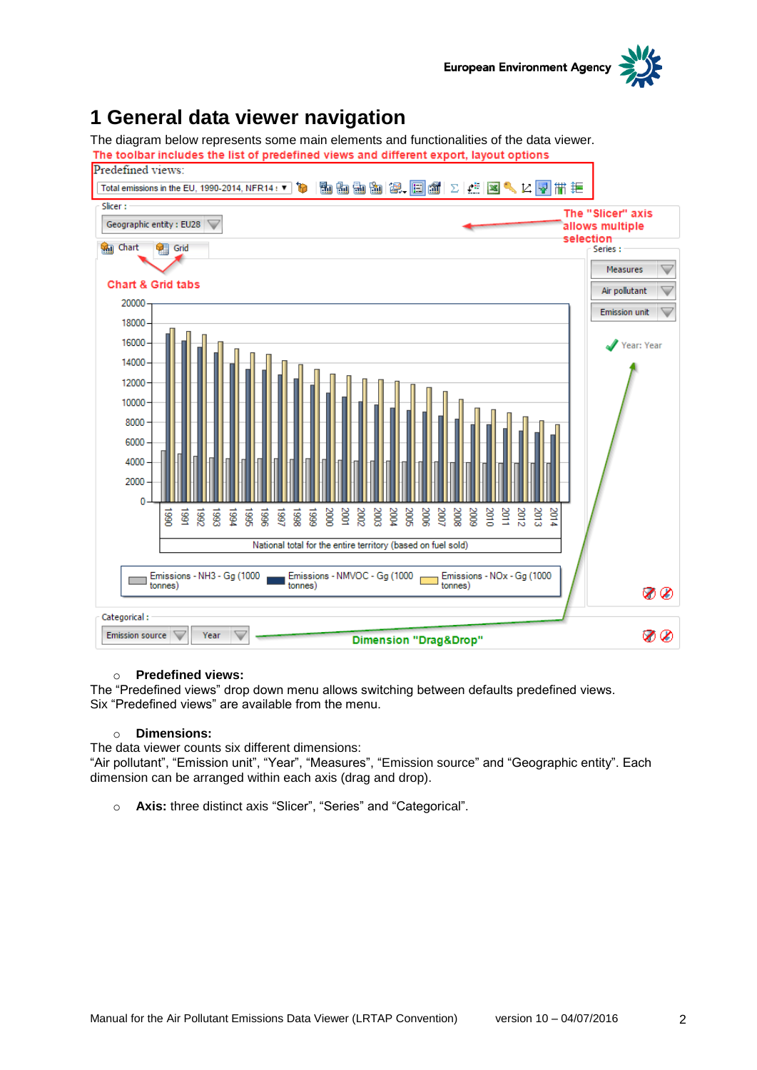# 1 General data viewer navigation

The diagram below represents some main elements and functionalities of the data viewer.

- **Predefined views:**

The “Predefined views” drop down menu allows switching between defaults predefined views. Six “Predefined views” are available from the menu.

- **Dimensions:**

The data viewer counts six different dimensions:
“Air pollutant”, “Emission unit”, “Year”, “Measures”, “Emission source” and “Geographic entity”. Each dimension can be arranged within each axis (drag and drop).

- **Axis:** three distinct axis “Slicer”, “Series” and “Categorical”.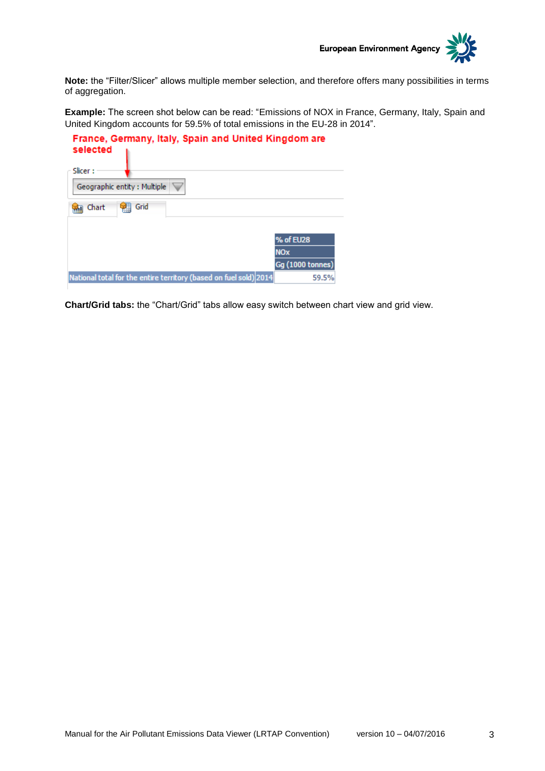**Note:** the “Filter/Slicer” allows multiple member selection, and therefore offers many possibilities in terms of aggregation.

**Example:** The screen shot below can be read: “Emissions of NOX in France, Germany, Italy, Spain and United Kingdom accounts for 59.5% of total emissions in the EU-28 in 2014”.

France, Germany, Italy, Spain and United Kingdom are selected

Slicer :

Geographic entity : Multiple

Chart | Grid

| | | % of EU28 |
|---|---|---|
| | | NOx |
| | | Gg (1000 tonnes) |
| National total for the entire territory (based on fuel sold) | 2014 | 59.5% |

**Chart/Grid tabs:** the “Chart/Grid” tabs allow easy switch between chart view and grid view.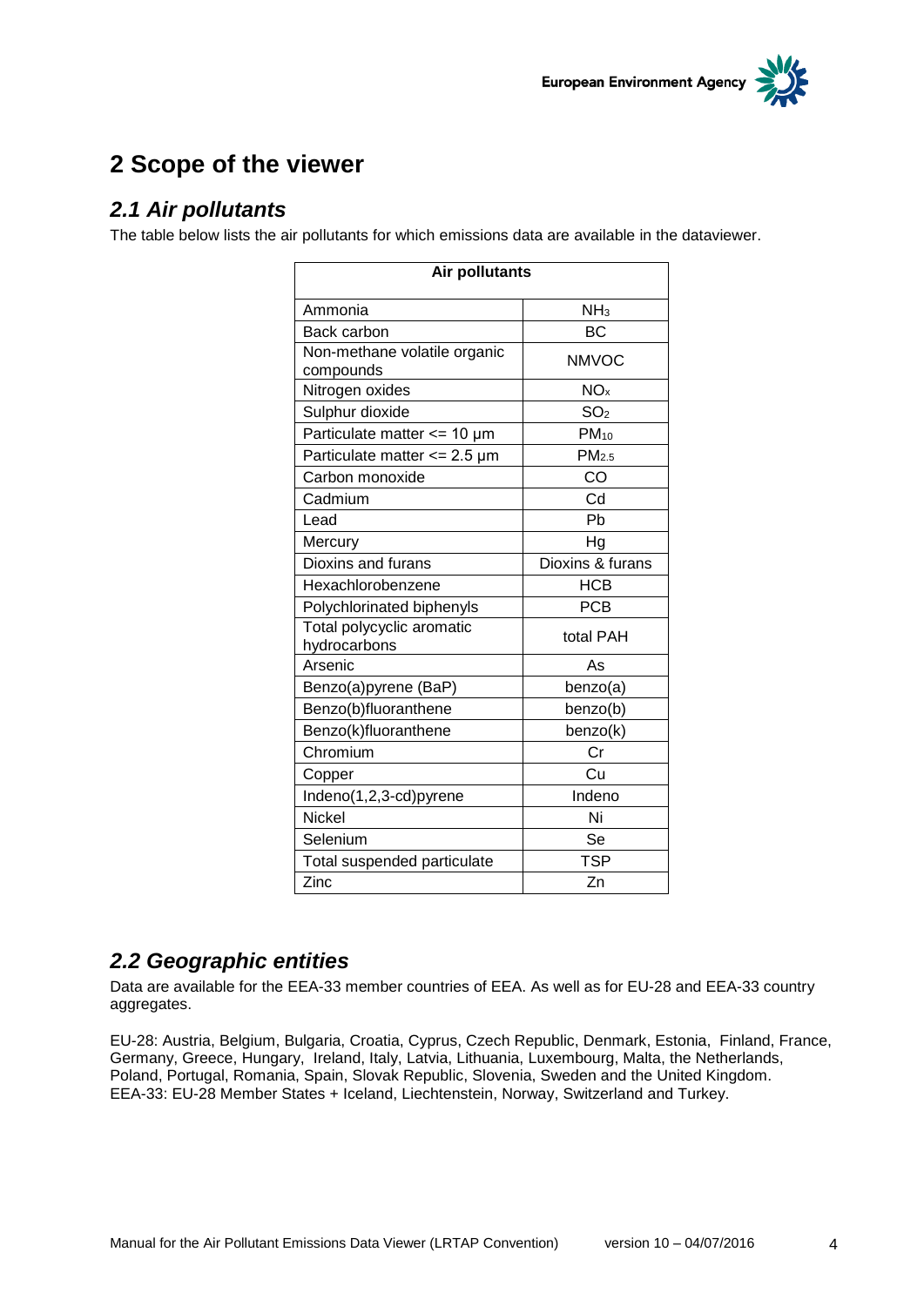# 2 Scope of the viewer

## 2.1 Air pollutants

The table below lists the air pollutants for which emissions data are available in the dataviewer.

| Air pollutants | |
|---|---|
| Ammonia | $NH_3$ |
| Back carbon | BC |
| Non-methane volatile organic compounds | NMVOC |
| Nitrogen oxides | $NO_x$ |
| Sulphur dioxide | $SO_2$ |
| Particulate matter <= 10 µm | $PM_{10}$ |
| Particulate matter <= 2.5 µm | $PM_{2.5}$ |
| Carbon monoxide | CO |
| Cadmium | Cd |
| Lead | Pb |
| Mercury | Hg |
| Dioxins and furans | Dioxins & furans |
| Hexachlorobenzene | HCB |
| Polychlorinated biphenyls | PCB |
| Total polycyclic aromatic hydrocarbons | total PAH |
| Arsenic | As |
| Benzo(a)pyrene (BaP) | benzo(a) |
| Benzo(b)fluoranthene | benzo(b) |
| Benzo(k)fluoranthene | benzo(k) |
| Chromium | Cr |
| Copper | Cu |
| Indeno(1,2,3-cd)pyrene | Indeno |
| Nickel | Ni |
| Selenium | Se |
| Total suspended particulate | TSP |
| Zinc | Zn |

## 2.2 Geographic entities

Data are available for the EEA-33 member countries of EEA. As well as for EU-28 and EEA-33 country aggregates.

EU-28: Austria, Belgium, Bulgaria, Croatia, Cyprus, Czech Republic, Denmark, Estonia, Finland, France, Germany, Greece, Hungary, Ireland, Italy, Latvia, Lithuania, Luxembourg, Malta, the Netherlands, Poland, Portugal, Romania, Spain, Slovak Republic, Slovenia, Sweden and the United Kingdom.
EEA-33: EU-28 Member States + Iceland, Liechtenstein, Norway, Switzerland and Turkey.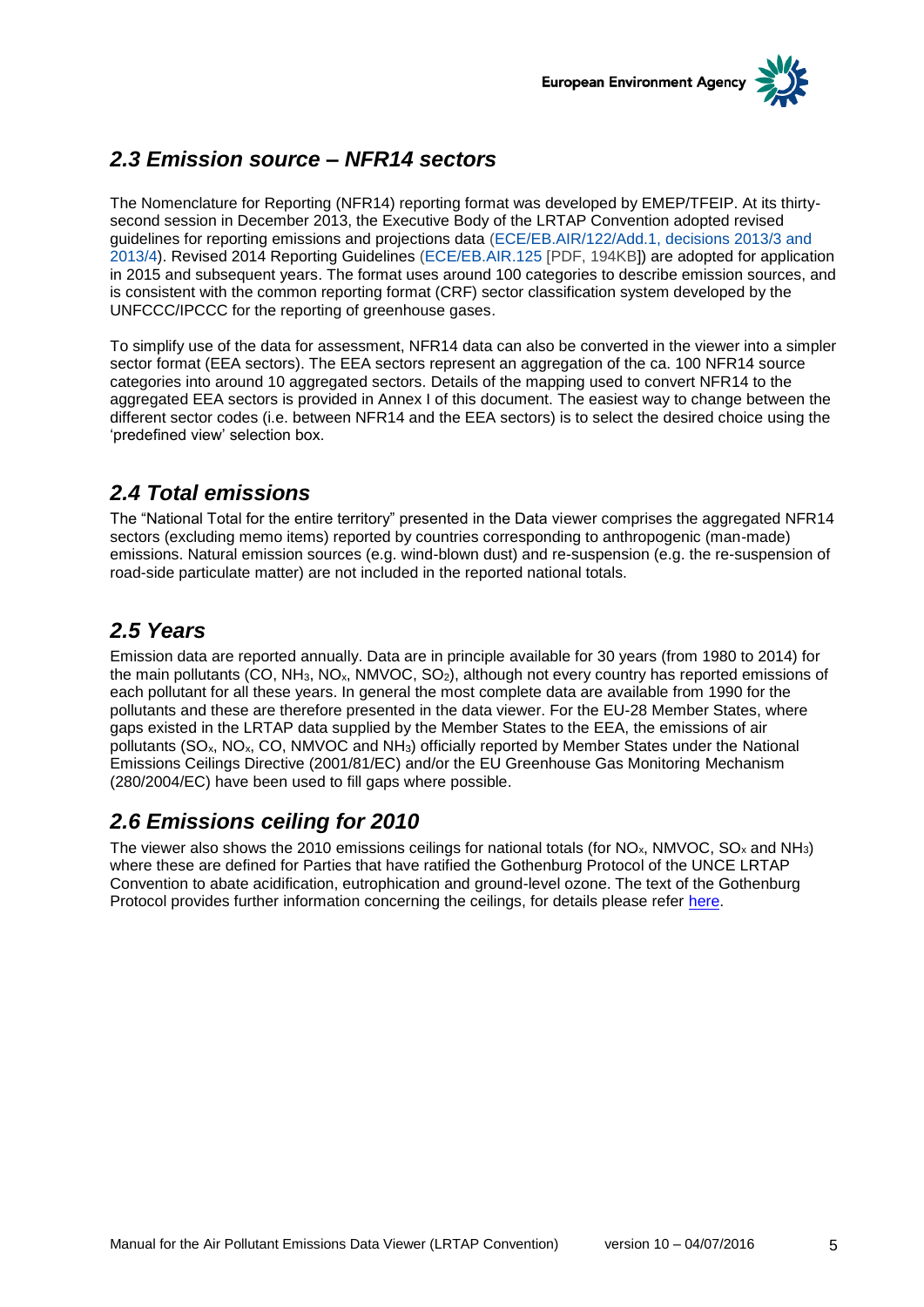## *2.3 Emission source – NFR14 sectors*

The Nomenclature for Reporting (NFR14) reporting format was developed by EMEP/TFEIP. At its thirty-second session in December 2013, the Executive Body of the LRTAP Convention adopted revised guidelines for reporting emissions and projections data (ECE/EB.AIR/122/Add.1, decisions 2013/3 and 2013/4). Revised 2014 Reporting Guidelines (ECE/EB.AIR.125 [PDF, 194KB]) are adopted for application in 2015 and subsequent years. The format uses around 100 categories to describe emission sources, and is consistent with the common reporting format (CRF) sector classification system developed by the UNFCCC/IPCCC for the reporting of greenhouse gases.

To simplify use of the data for assessment, NFR14 data can also be converted in the viewer into a simpler sector format (EEA sectors). The EEA sectors represent an aggregation of the ca. 100 NFR14 source categories into around 10 aggregated sectors. Details of the mapping used to convert NFR14 to the aggregated EEA sectors is provided in Annex I of this document. The easiest way to change between the different sector codes (i.e. between NFR14 and the EEA sectors) is to select the desired choice using the 'predefined view' selection box.

## *2.4 Total emissions*

The "National Total for the entire territory" presented in the Data viewer comprises the aggregated NFR14 sectors (excluding memo items) reported by countries corresponding to anthropogenic (man-made) emissions. Natural emission sources (e.g. wind-blown dust) and re-suspension (e.g. the re-suspension of road-side particulate matter) are not included in the reported national totals.

## *2.5 Years*

Emission data are reported annually. Data are in principle available for 30 years (from 1980 to 2014) for the main pollutants (CO, $NH_3$, $NO_x$, NMVOC, $SO_2$), although not every country has reported emissions of each pollutant for all these years. In general the most complete data are available from 1990 for the pollutants and these are therefore presented in the data viewer. For the EU-28 Member States, where gaps existed in the LRTAP data supplied by the Member States to the EEA, the emissions of air pollutants ($SO_x$, $NO_x$, CO, NMVOC and $NH_3$) officially reported by Member States under the National Emissions Ceilings Directive (2001/81/EC) and/or the EU Greenhouse Gas Monitoring Mechanism (280/2004/EC) have been used to fill gaps where possible.

## *2.6 Emissions ceiling for 2010*

The viewer also shows the 2010 emissions ceilings for national totals (for $NO_x$, NMVOC, $SO_x$ and $NH_3$) where these are defined for Parties that have ratified the Gothenburg Protocol of the UNCE LRTAP Convention to abate acidification, eutrophication and ground-level ozone. The text of the Gothenburg Protocol provides further information concerning the ceilings, for details please refer here.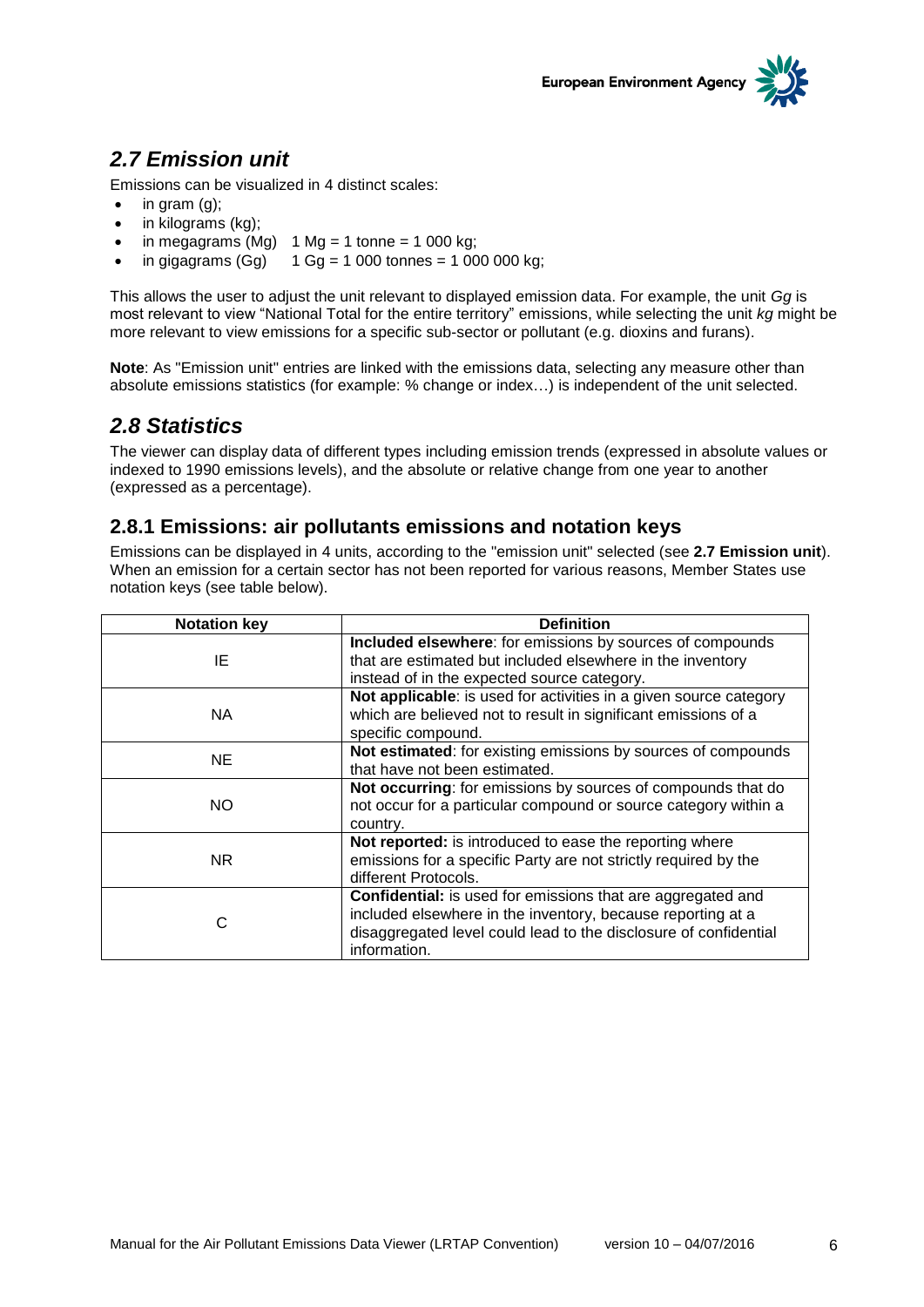## *2.7 Emission unit*

Emissions can be visualized in 4 distinct scales:

- in gram (g);
- in kilograms (kg);
- in megagrams (Mg) 1 Mg = 1 tonne = 1 000 kg;
- in gigagrams (Gg) 1 Gg = 1 000 tonnes = 1 000 000 kg;

This allows the user to adjust the unit relevant to displayed emission data. For example, the unit *Gg* is most relevant to view "National Total for the entire territory" emissions, while selecting the unit *kg* might be more relevant to view emissions for a specific sub-sector or pollutant (e.g. dioxins and furans).

**Note**: As "Emission unit" entries are linked with the emissions data, selecting any measure other than absolute emissions statistics (for example: % change or index…) is independent of the unit selected.

## *2.8 Statistics*

The viewer can display data of different types including emission trends (expressed in absolute values or indexed to 1990 emissions levels), and the absolute or relative change from one year to another (expressed as a percentage).

### 2.8.1 Emissions: air pollutants emissions and notation keys

Emissions can be displayed in 4 units, according to the "emission unit" selected (see **2.7 Emission unit**). When an emission for a certain sector has not been reported for various reasons, Member States use notation keys (see table below).

| Notation key | Definition |
|---|---|
| IE | **Included elsewhere**: for emissions by sources of compounds that are estimated but included elsewhere in the inventory instead of in the expected source category. |
| NA | **Not applicable**: is used for activities in a given source category which are believed not to result in significant emissions of a specific compound. |
| NE | **Not estimated**: for existing emissions by sources of compounds that have not been estimated. |
| NO | **Not occurring**: for emissions by sources of compounds that do not occur for a particular compound or source category within a country. |
| NR | **Not reported:** is introduced to ease the reporting where emissions for a specific Party are not strictly required by the different Protocols. |
| C | **Confidential:** is used for emissions that are aggregated and included elsewhere in the inventory, because reporting at a disaggregated level could lead to the disclosure of confidential information. |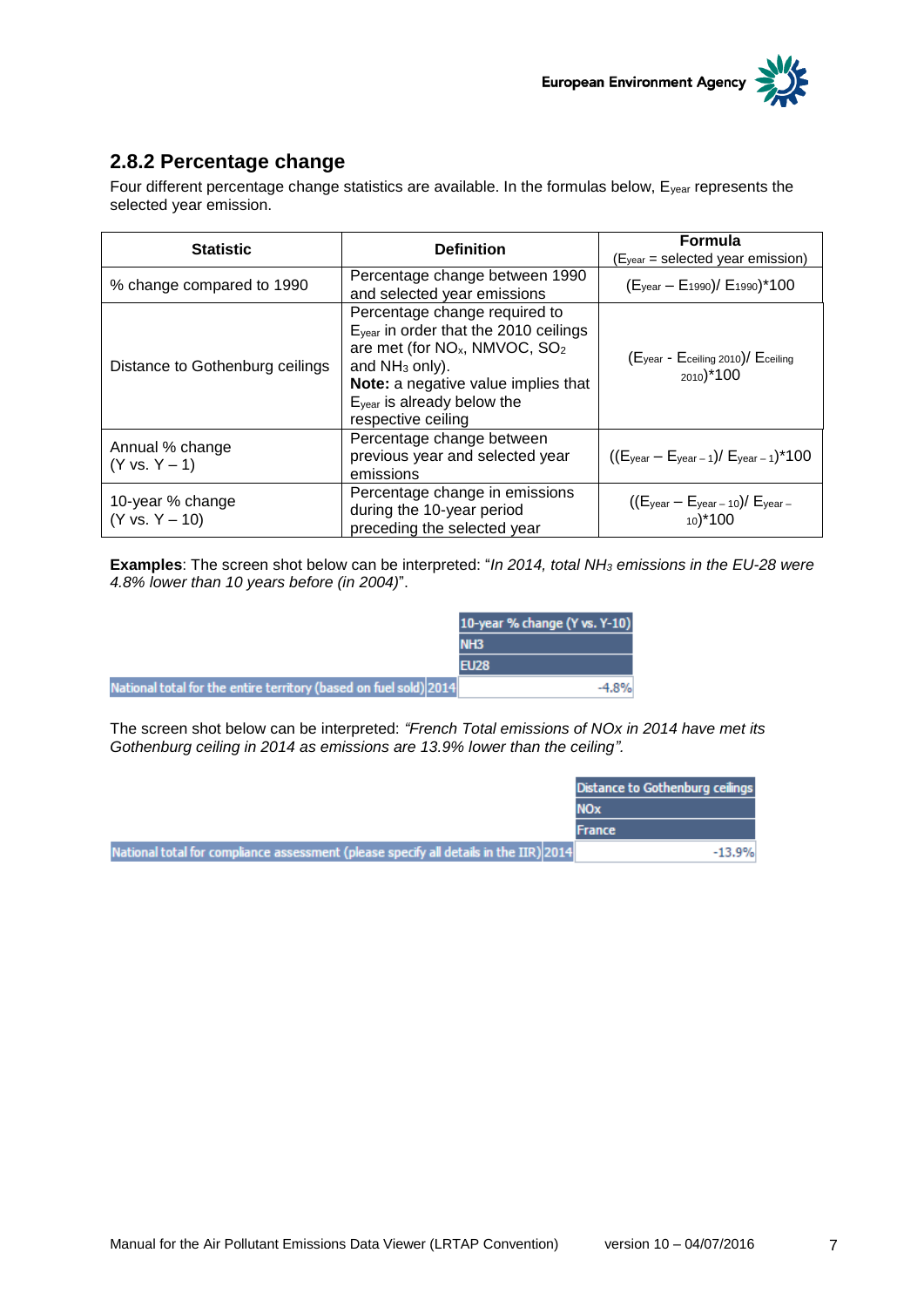## 2.8.2 Percentage change

Four different percentage change statistics are available. In the formulas below, $E_{year}$ represents the selected year emission.

| Statistic | Definition | Formula ($E_{year}$ = selected year emission) |
|---|---|---|
| % change compared to 1990 | Percentage change between 1990 and selected year emissions | $(E_{year} - E_{1990}) / E_{1990})*100$ |
| Distance to Gothenburg ceilings | Percentage change required to $E_{year}$ in order that the 2010 ceilings are met (for $NO_x$, NMVOC, $SO_2$ and $NH_3$ only). **Note:** a negative value implies that $E_{year}$ is already below the respective ceiling | $(E_{year} - E_{ceiling\ 2010}) / E_{ceiling\ 2010})*100$ |
| Annual % change (Y vs. Y – 1) | Percentage change between previous year and selected year emissions | $((E_{year} - E_{year-1}) / E_{year-1})*100$ |
| 10-year % change (Y vs. Y – 10) | Percentage change in emissions during the 10-year period preceding the selected year | $((E_{year} - E_{year-10}) / E_{year-10})*100$ |

**Examples**: The screen shot below can be interpreted: "*In 2014, total $NH_3$ emissions in the EU-28 were 4.8% lower than 10 years before (in 2004)*".

| | 10-year % change (Y vs. Y-10) |
|---|---|
| | NH3 |
| | EU28 |
| National total for the entire territory (based on fuel sold) 2014 | -4.8% |

The screen shot below can be interpreted: *"French Total emissions of NOx in 2014 have met its Gothenburg ceiling in 2014 as emissions are 13.9% lower than the ceiling".*

| | Distance to Gothenburg ceilings |
|---|---|
| | NOx |
| | France |
| National total for compliance assessment (please specify all details in the IIR) 2014 | -13.9% |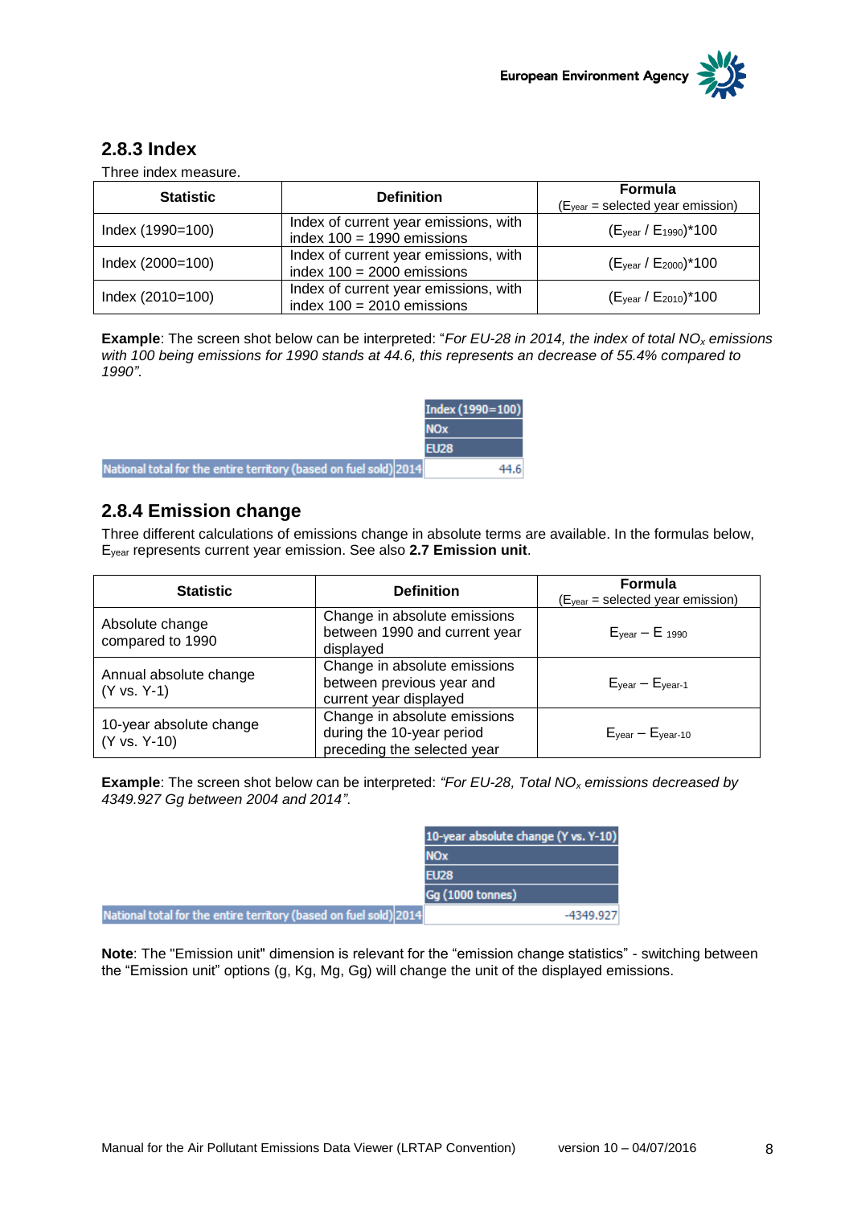### 2.8.3 Index

Three index measure.

| Statistic | Definition | Formula ($E_{year}$ = selected year emission) |
|---|---|---|
| Index (1990=100) | Index of current year emissions, with index 100 = 1990 emissions | $(E_{year} / E_{1990})*100$ |
| Index (2000=100) | Index of current year emissions, with index 100 = 2000 emissions | $(E_{year} / E_{2000})*100$ |
| Index (2010=100) | Index of current year emissions, with index 100 = 2010 emissions | $(E_{year} / E_{2010})*100$ |

**Example**: The screen shot below can be interpreted: "*For EU-28 in 2014, the index of total $NO_x$ emissions with 100 being emissions for 1990 stands at 44.6, this represents an decrease of 55.4% compared to 1990*".

| | | Index (1990=100) |
|---|---|---|
| | | NOx |
| | | EU28 |
| National total for the entire territory (based on fuel sold) | 2014 | 44.6 |

### 2.8.4 Emission change

Three different calculations of emissions change in absolute terms are available. In the formulas below, $E_{year}$ represents current year emission. See also **2.7 Emission unit**.

| Statistic | Definition | Formula ($E_{year}$ = selected year emission) |
|---|---|---|
| Absolute change compared to 1990 | Change in absolute emissions between 1990 and current year displayed | $E_{year} - E_{1990}$ |
| Annual absolute change (Y vs. Y-1) | Change in absolute emissions between previous year and current year displayed | $E_{year} - E_{year-1}$ |
| 10-year absolute change (Y vs. Y-10) | Change in absolute emissions during the 10-year period preceding the selected year | $E_{year} - E_{year-10}$ |

**Example**: The screen shot below can be interpreted: *"For EU-28, Total $NO_x$ emissions decreased by 4349.927 Gg between 2004 and 2014"*.

| | | 10-year absolute change (Y vs. Y-10) |
|---|---|---|
| | | NOx |
| | | EU28 |
| | | Gg (1000 tonnes) |
| National total for the entire territory (based on fuel sold) | 2014 | -4349.927 |

**Note**: The "Emission unit" dimension is relevant for the "emission change statistics" - switching between the "Emission unit" options (g, Kg, Mg, Gg) will change the unit of the displayed emissions.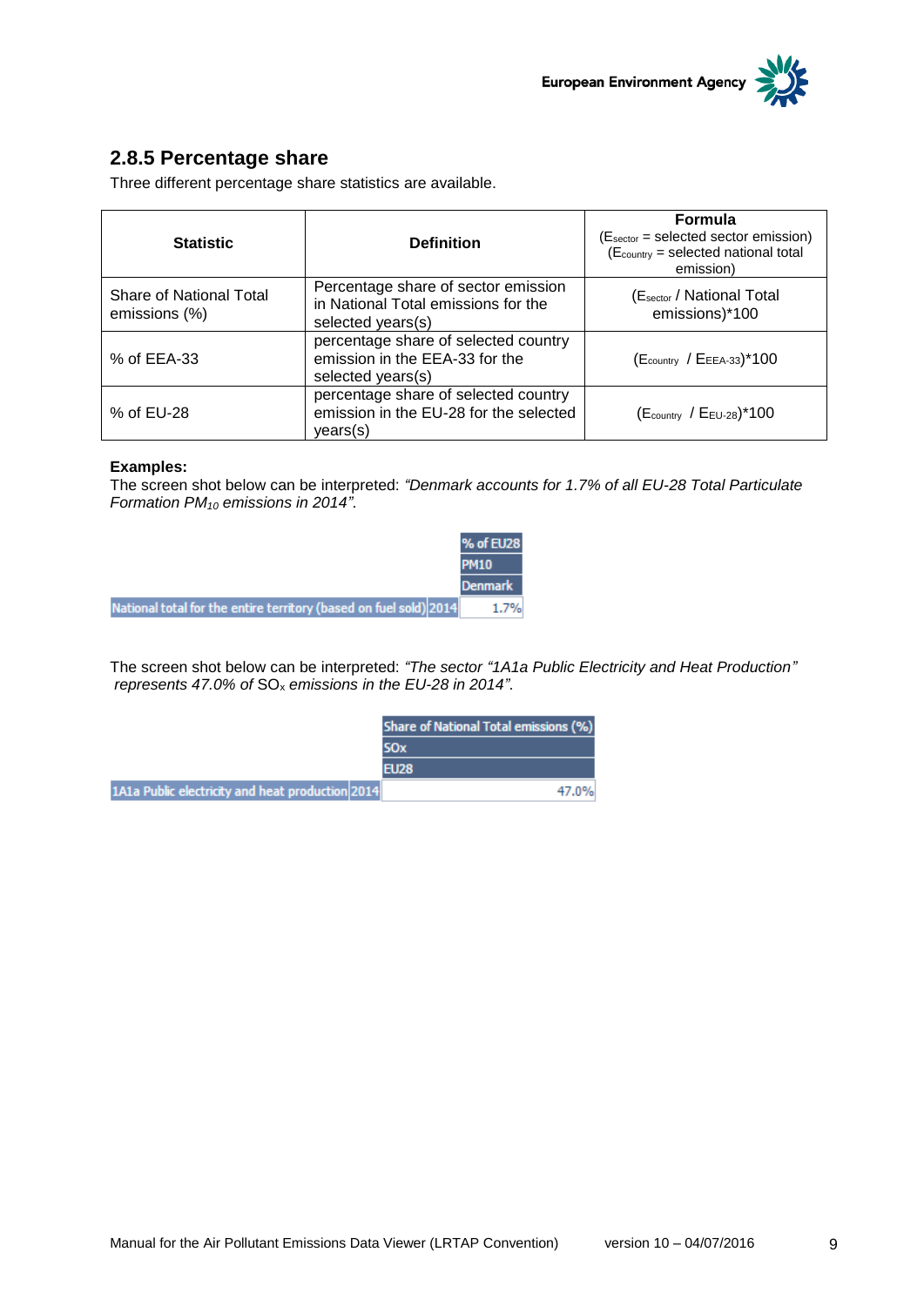## 2.8.5 Percentage share

Three different percentage share statistics are available.

| Statistic | Definition | Formula ($E_{sector}$ = selected sector emission) ($E_{country}$ = selected national total emission) |
|---|---|---|
| Share of National Total emissions (%) | Percentage share of sector emission in National Total emissions for the selected years(s) | ($E_{sector}$ / National Total emissions)*100 |
| % of EEA-33 | percentage share of selected country emission in the EEA-33 for the selected years(s) | ($E_{country}$ / $E_{EEA\text{-}33}$)*100 |
| % of EU-28 | percentage share of selected country emission in the EU-28 for the selected years(s) | ($E_{country}$ / $E_{EU\text{-}28}$)*100 |

**Examples:**

The screen shot below can be interpreted: *"Denmark accounts for 1.7% of all EU-28 Total Particulate Formation $PM_{10}$ emissions in 2014"*.

| | | % of EU28 |
|---|---|---|
| | | PM10 |
| | | Denmark |
| National total for the entire territory (based on fuel sold) | 2014 | 1.7% |

The screen shot below can be interpreted: *"The sector "1A1a Public Electricity and Heat Production" represents 47.0% of* $SO_x$ *emissions in the EU-28 in 2014".*

| | | Share of National Total emissions (%) |
|---|---|---|
| | | SOx |
| | | EU28 |
| 1A1a Public electricity and heat production | 2014 | 47.0% |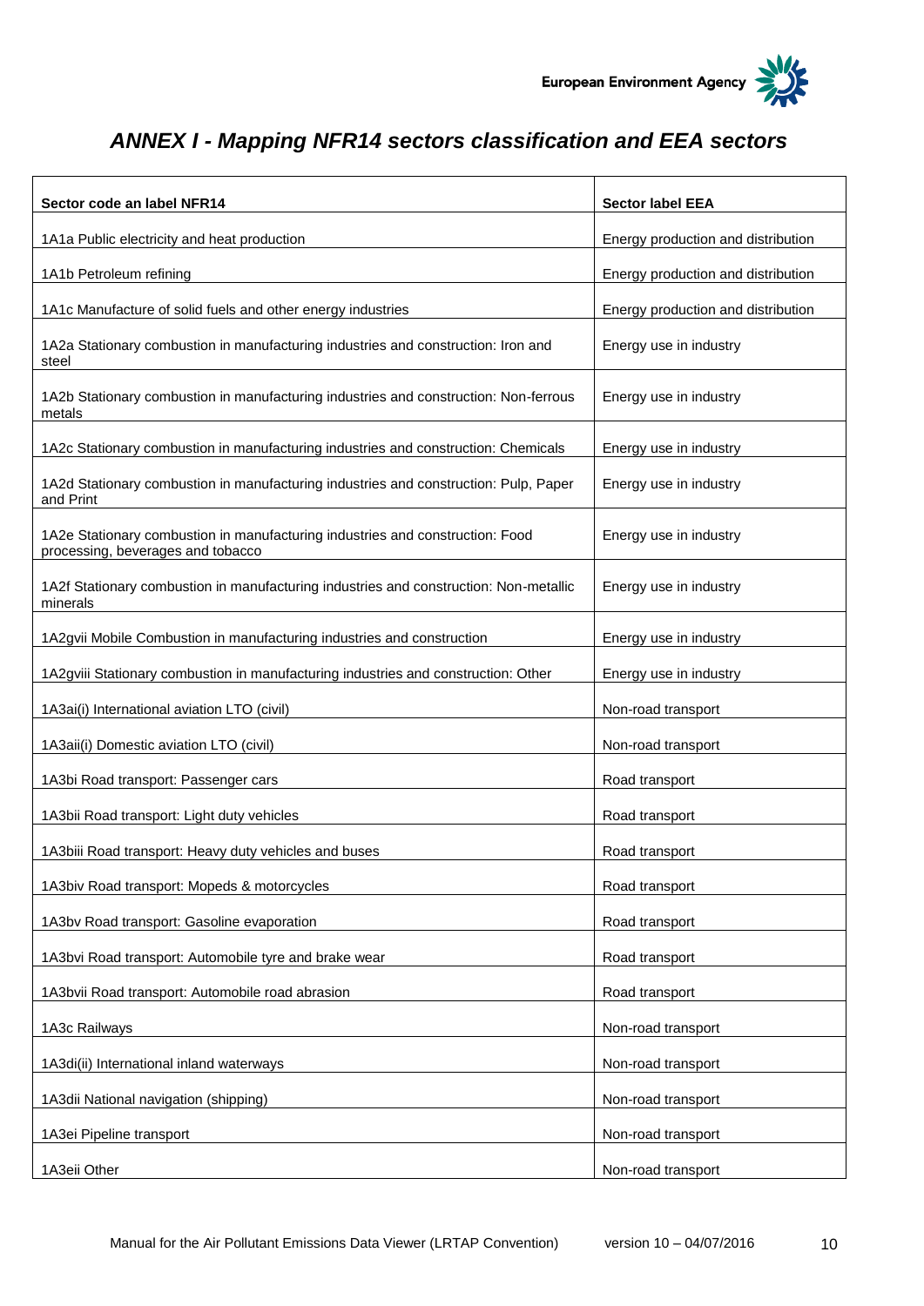## *ANNEX I - Mapping NFR14 sectors classification and EEA sectors*

| Sector code an label NFR14 | Sector label EEA |
|---|---|
| 1A1a Public electricity and heat production | Energy production and distribution |
| 1A1b Petroleum refining | Energy production and distribution |
| 1A1c Manufacture of solid fuels and other energy industries | Energy production and distribution |
| 1A2a Stationary combustion in manufacturing industries and construction: Iron and steel | Energy use in industry |
| 1A2b Stationary combustion in manufacturing industries and construction: Non-ferrous metals | Energy use in industry |
| 1A2c Stationary combustion in manufacturing industries and construction: Chemicals | Energy use in industry |
| 1A2d Stationary combustion in manufacturing industries and construction: Pulp, Paper and Print | Energy use in industry |
| 1A2e Stationary combustion in manufacturing industries and construction: Food processing, beverages and tobacco | Energy use in industry |
| 1A2f Stationary combustion in manufacturing industries and construction: Non-metallic minerals | Energy use in industry |
| 1A2gvii Mobile Combustion in manufacturing industries and construction | Energy use in industry |
| 1A2gviii Stationary combustion in manufacturing industries and construction: Other | Energy use in industry |
| 1A3ai(i) International aviation LTO (civil) | Non-road transport |
| 1A3aii(i) Domestic aviation LTO (civil) | Non-road transport |
| 1A3bi Road transport: Passenger cars | Road transport |
| 1A3bii Road transport: Light duty vehicles | Road transport |
| 1A3biii Road transport: Heavy duty vehicles and buses | Road transport |
| 1A3biv Road transport: Mopeds & motorcycles | Road transport |
| 1A3bv Road transport: Gasoline evaporation | Road transport |
| 1A3bvi Road transport: Automobile tyre and brake wear | Road transport |
| 1A3bvii Road transport: Automobile road abrasion | Road transport |
| 1A3c Railways | Non-road transport |
| 1A3di(ii) International inland waterways | Non-road transport |
| 1A3dii National navigation (shipping) | Non-road transport |
| 1A3ei Pipeline transport | Non-road transport |
| 1A3eii Other | Non-road transport |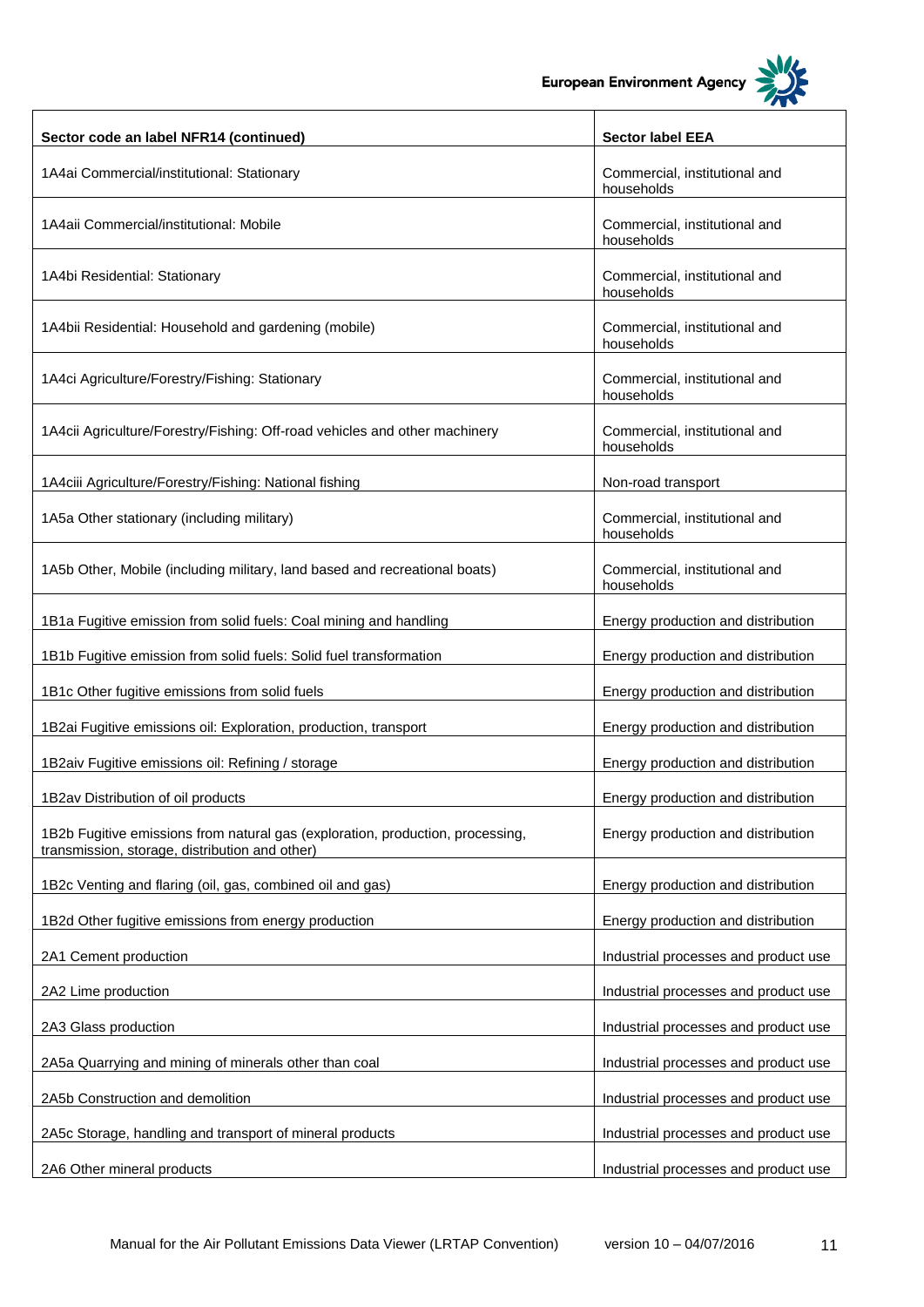| Sector code an label NFR14 (continued) | Sector label EEA |
|---|---|
| 1A4ai Commercial/institutional: Stationary | Commercial, institutional and households |
| 1A4aii Commercial/institutional: Mobile | Commercial, institutional and households |
| 1A4bi Residential: Stationary | Commercial, institutional and households |
| 1A4bii Residential: Household and gardening (mobile) | Commercial, institutional and households |
| 1A4ci Agriculture/Forestry/Fishing: Stationary | Commercial, institutional and households |
| 1A4cii Agriculture/Forestry/Fishing: Off-road vehicles and other machinery | Commercial, institutional and households |
| 1A4ciii Agriculture/Forestry/Fishing: National fishing | Non-road transport |
| 1A5a Other stationary (including military) | Commercial, institutional and households |
| 1A5b Other, Mobile (including military, land based and recreational boats) | Commercial, institutional and households |
| 1B1a Fugitive emission from solid fuels: Coal mining and handling | Energy production and distribution |
| 1B1b Fugitive emission from solid fuels: Solid fuel transformation | Energy production and distribution |
| 1B1c Other fugitive emissions from solid fuels | Energy production and distribution |
| 1B2ai Fugitive emissions oil: Exploration, production, transport | Energy production and distribution |
| 1B2aiv Fugitive emissions oil: Refining / storage | Energy production and distribution |
| 1B2av Distribution of oil products | Energy production and distribution |
| 1B2b Fugitive emissions from natural gas (exploration, production, processing, transmission, storage, distribution and other) | Energy production and distribution |
| 1B2c Venting and flaring (oil, gas, combined oil and gas) | Energy production and distribution |
| 1B2d Other fugitive emissions from energy production | Energy production and distribution |
| 2A1 Cement production | Industrial processes and product use |
| 2A2 Lime production | Industrial processes and product use |
| 2A3 Glass production | Industrial processes and product use |
| 2A5a Quarrying and mining of minerals other than coal | Industrial processes and product use |
| 2A5b Construction and demolition | Industrial processes and product use |
| 2A5c Storage, handling and transport of mineral products | Industrial processes and product use |
| 2A6 Other mineral products | Industrial processes and product use |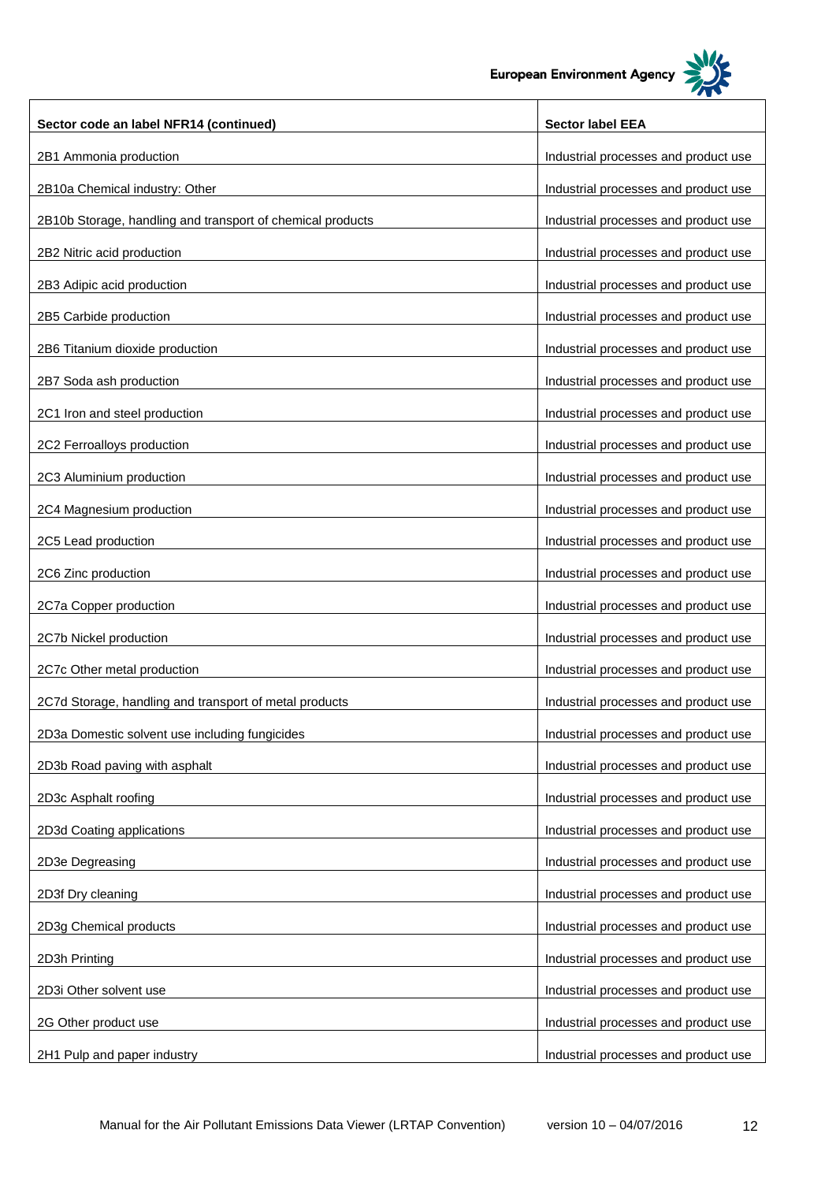| Sector code an label NFR14 (continued) | Sector label EEA |
|---|---|
| 2B1 Ammonia production | Industrial processes and product use |
| 2B10a Chemical industry: Other | Industrial processes and product use |
| 2B10b Storage, handling and transport of chemical products | Industrial processes and product use |
| 2B2 Nitric acid production | Industrial processes and product use |
| 2B3 Adipic acid production | Industrial processes and product use |
| 2B5 Carbide production | Industrial processes and product use |
| 2B6 Titanium dioxide production | Industrial processes and product use |
| 2B7 Soda ash production | Industrial processes and product use |
| 2C1 Iron and steel production | Industrial processes and product use |
| 2C2 Ferroalloys production | Industrial processes and product use |
| 2C3 Aluminium production | Industrial processes and product use |
| 2C4 Magnesium production | Industrial processes and product use |
| 2C5 Lead production | Industrial processes and product use |
| 2C6 Zinc production | Industrial processes and product use |
| 2C7a Copper production | Industrial processes and product use |
| 2C7b Nickel production | Industrial processes and product use |
| 2C7c Other metal production | Industrial processes and product use |
| 2C7d Storage, handling and transport of metal products | Industrial processes and product use |
| 2D3a Domestic solvent use including fungicides | Industrial processes and product use |
| 2D3b Road paving with asphalt | Industrial processes and product use |
| 2D3c Asphalt roofing | Industrial processes and product use |
| 2D3d Coating applications | Industrial processes and product use |
| 2D3e Degreasing | Industrial processes and product use |
| 2D3f Dry cleaning | Industrial processes and product use |
| 2D3g Chemical products | Industrial processes and product use |
| 2D3h Printing | Industrial processes and product use |
| 2D3i Other solvent use | Industrial processes and product use |
| 2G Other product use | Industrial processes and product use |
| 2H1 Pulp and paper industry | Industrial processes and product use |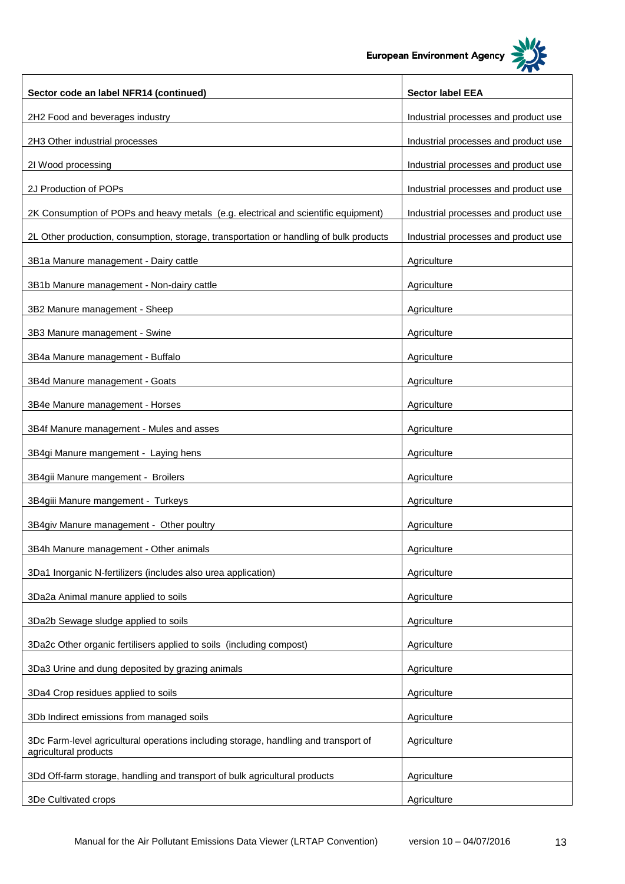| Sector code an label NFR14 (continued) | Sector label EEA |
| --- | --- |
| 2H2 Food and beverages industry | Industrial processes and product use |
| 2H3 Other industrial processes | Industrial processes and product use |
| 2I Wood processing | Industrial processes and product use |
| 2J Production of POPs | Industrial processes and product use |
| 2K Consumption of POPs and heavy metals (e.g. electrical and scientific equipment) | Industrial processes and product use |
| 2L Other production, consumption, storage, transportation or handling of bulk products | Industrial processes and product use |
| 3B1a Manure management - Dairy cattle | Agriculture |
| 3B1b Manure management - Non-dairy cattle | Agriculture |
| 3B2 Manure management - Sheep | Agriculture |
| 3B3 Manure management - Swine | Agriculture |
| 3B4a Manure management - Buffalo | Agriculture |
| 3B4d Manure management - Goats | Agriculture |
| 3B4e Manure management - Horses | Agriculture |
| 3B4f Manure management - Mules and asses | Agriculture |
| 3B4gi Manure mangement - Laying hens | Agriculture |
| 3B4gii Manure mangement - Broilers | Agriculture |
| 3B4giii Manure mangement - Turkeys | Agriculture |
| 3B4giv Manure management - Other poultry | Agriculture |
| 3B4h Manure management - Other animals | Agriculture |
| 3Da1 Inorganic N-fertilizers (includes also urea application) | Agriculture |
| 3Da2a Animal manure applied to soils | Agriculture |
| 3Da2b Sewage sludge applied to soils | Agriculture |
| 3Da2c Other organic fertilisers applied to soils (including compost) | Agriculture |
| 3Da3 Urine and dung deposited by grazing animals | Agriculture |
| 3Da4 Crop residues applied to soils | Agriculture |
| 3Db Indirect emissions from managed soils | Agriculture |
| 3Dc Farm-level agricultural operations including storage, handling and transport of agricultural products | Agriculture |
| 3Dd Off-farm storage, handling and transport of bulk agricultural products | Agriculture |
| 3De Cultivated crops | Agriculture |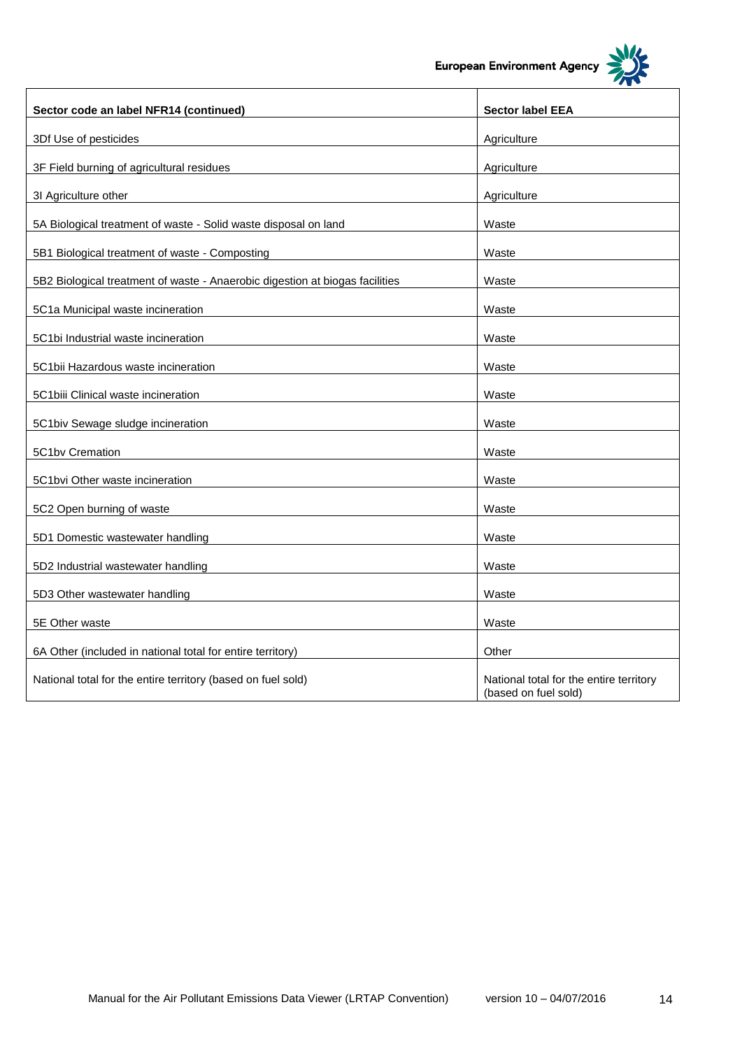| Sector code an label NFR14 (continued) | Sector label EEA |
|---|---|
| 3Df Use of pesticides | Agriculture |
| 3F Field burning of agricultural residues | Agriculture |
| 3I Agriculture other | Agriculture |
| 5A Biological treatment of waste - Solid waste disposal on land | Waste |
| 5B1 Biological treatment of waste - Composting | Waste |
| 5B2 Biological treatment of waste - Anaerobic digestion at biogas facilities | Waste |
| 5C1a Municipal waste incineration | Waste |
| 5C1bi Industrial waste incineration | Waste |
| 5C1bii Hazardous waste incineration | Waste |
| 5C1biii Clinical waste incineration | Waste |
| 5C1biv Sewage sludge incineration | Waste |
| 5C1bv Cremation | Waste |
| 5C1bvi Other waste incineration | Waste |
| 5C2 Open burning of waste | Waste |
| 5D1 Domestic wastewater handling | Waste |
| 5D2 Industrial wastewater handling | Waste |
| 5D3 Other wastewater handling | Waste |
| 5E Other waste | Waste |
| 6A Other (included in national total for entire territory) | Other |
| National total for the entire territory (based on fuel sold) | National total for the entire territory (based on fuel sold) |